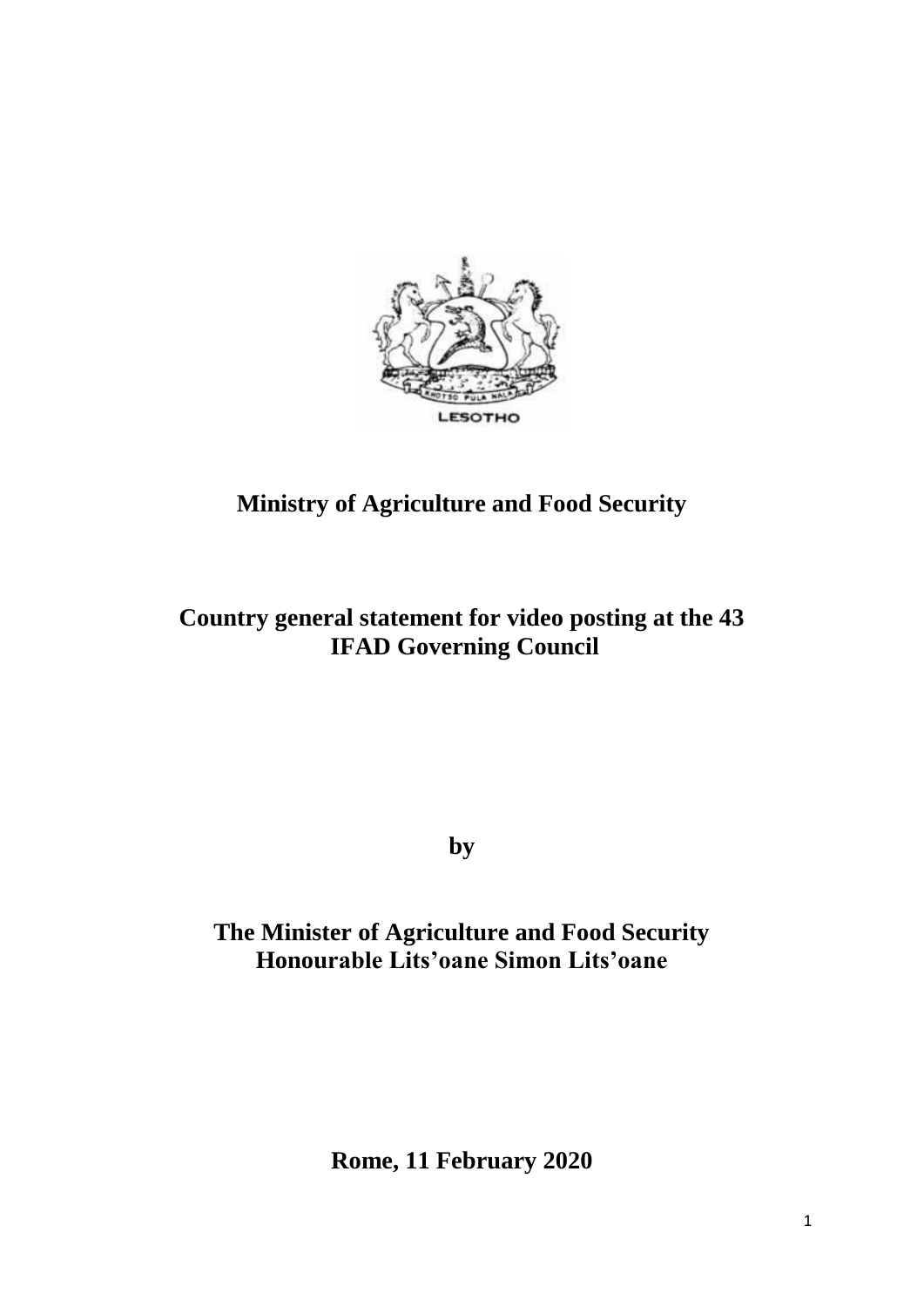**Ministry of Agriculture and Food Security**

**Country general statement for video posting at the 43 IFAD Governing Council**

**by**

**The Minister of Agriculture and Food Security**
**Honourable Lits'oane Simon Lits'oane**

**Rome, 11 February 2020**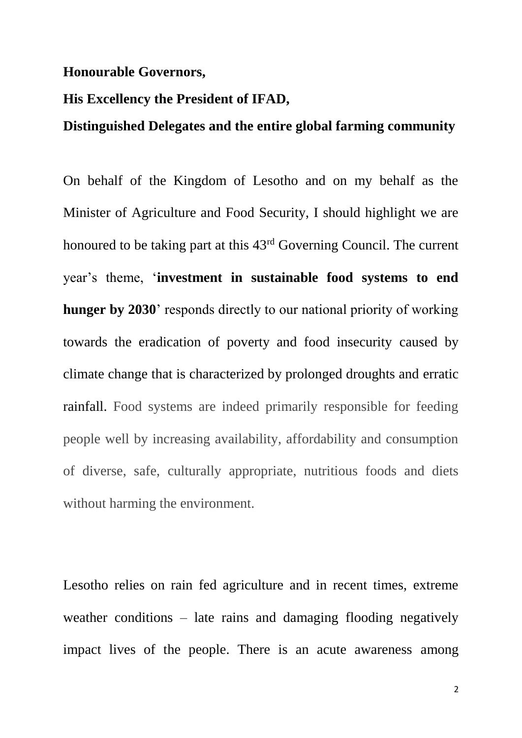**Honourable Governors,**

**His Excellency the President of IFAD,**

**Distinguished Delegates and the entire global farming community**

On behalf of the Kingdom of Lesotho and on my behalf as the Minister of Agriculture and Food Security, I should highlight we are honoured to be taking part at this 43rd Governing Council. The current year's theme, '**investment in sustainable food systems to end hunger by 2030**' responds directly to our national priority of working towards the eradication of poverty and food insecurity caused by climate change that is characterized by prolonged droughts and erratic rainfall. Food systems are indeed primarily responsible for feeding people well by increasing availability, affordability and consumption of diverse, safe, culturally appropriate, nutritious foods and diets without harming the environment.

Lesotho relies on rain fed agriculture and in recent times, extreme weather conditions – late rains and damaging flooding negatively impact lives of the people. There is an acute awareness among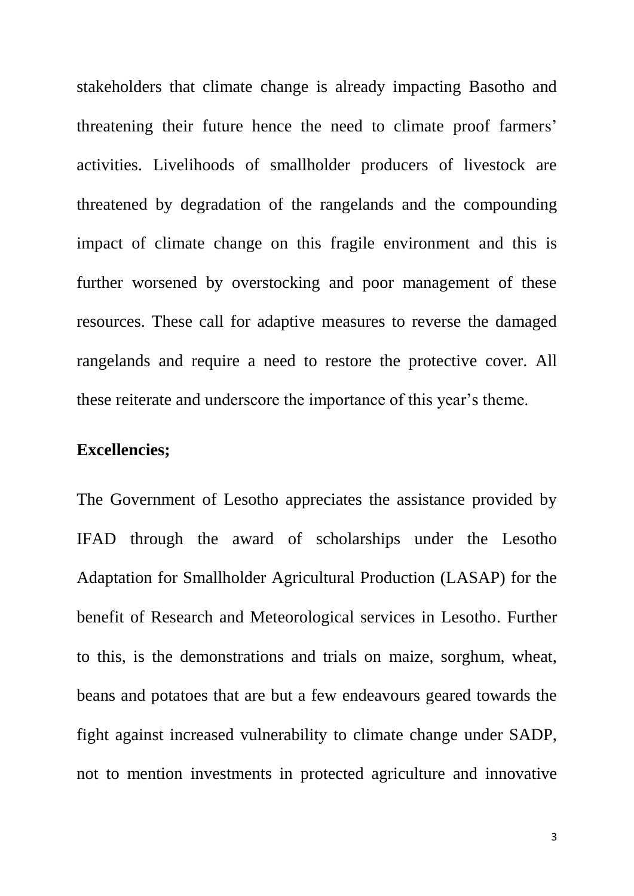stakeholders that climate change is already impacting Basotho and threatening their future hence the need to climate proof farmers' activities. Livelihoods of smallholder producers of livestock are threatened by degradation of the rangelands and the compounding impact of climate change on this fragile environment and this is further worsened by overstocking and poor management of these resources. These call for adaptive measures to reverse the damaged rangelands and require a need to restore the protective cover. All these reiterate and underscore the importance of this year's theme.

**Excellencies;**

The Government of Lesotho appreciates the assistance provided by IFAD through the award of scholarships under the Lesotho Adaptation for Smallholder Agricultural Production (LASAP) for the benefit of Research and Meteorological services in Lesotho. Further to this, is the demonstrations and trials on maize, sorghum, wheat, beans and potatoes that are but a few endeavours geared towards the fight against increased vulnerability to climate change under SADP, not to mention investments in protected agriculture and innovative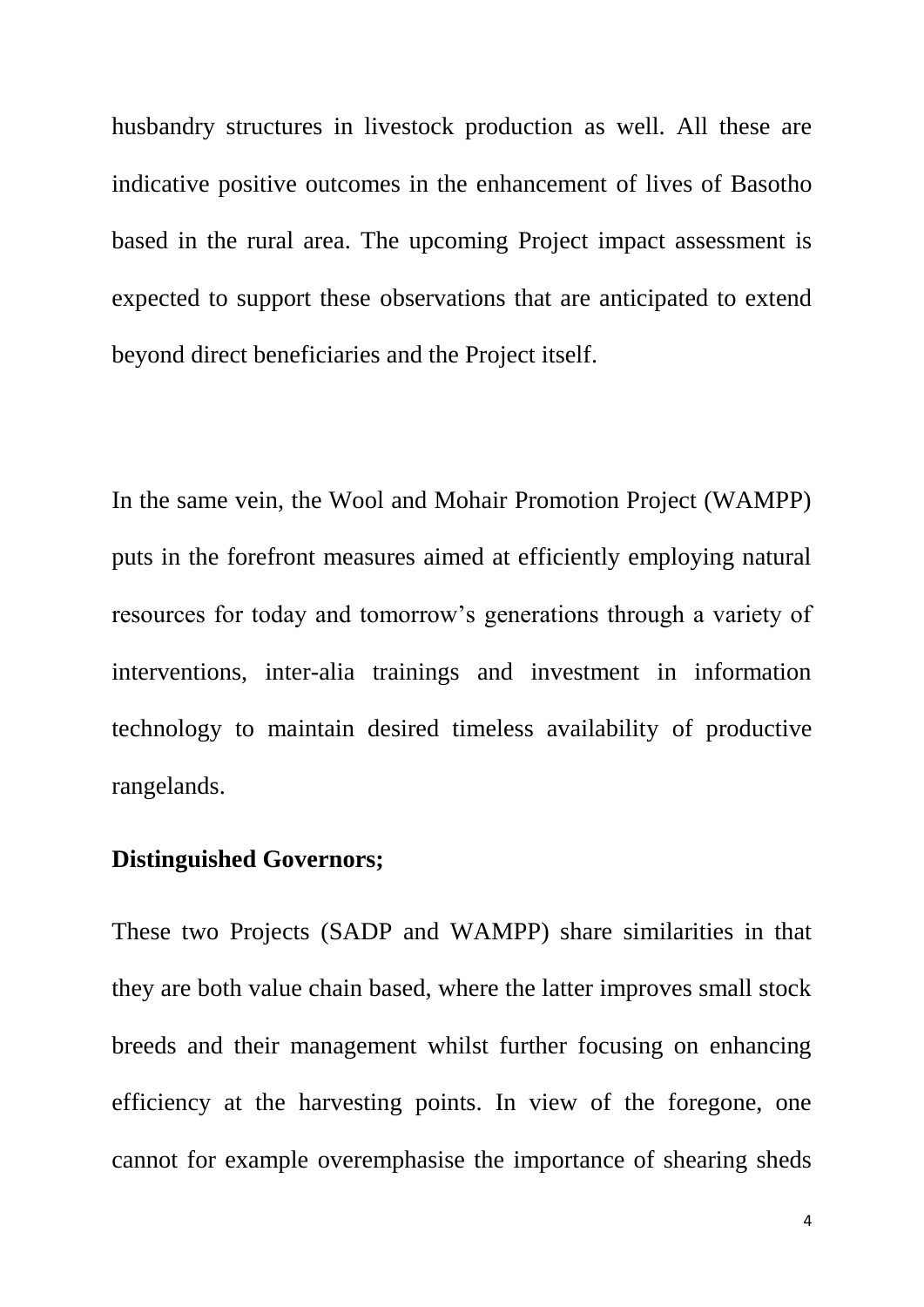husbandry structures in livestock production as well. All these are indicative positive outcomes in the enhancement of lives of Basotho based in the rural area. The upcoming Project impact assessment is expected to support these observations that are anticipated to extend beyond direct beneficiaries and the Project itself.

In the same vein, the Wool and Mohair Promotion Project (WAMPP) puts in the forefront measures aimed at efficiently employing natural resources for today and tomorrow's generations through a variety of interventions, inter-alia trainings and investment in information technology to maintain desired timeless availability of productive rangelands.

**Distinguished Governors;**

These two Projects (SADP and WAMPP) share similarities in that they are both value chain based, where the latter improves small stock breeds and their management whilst further focusing on enhancing efficiency at the harvesting points. In view of the foregone, one cannot for example overemphasise the importance of shearing sheds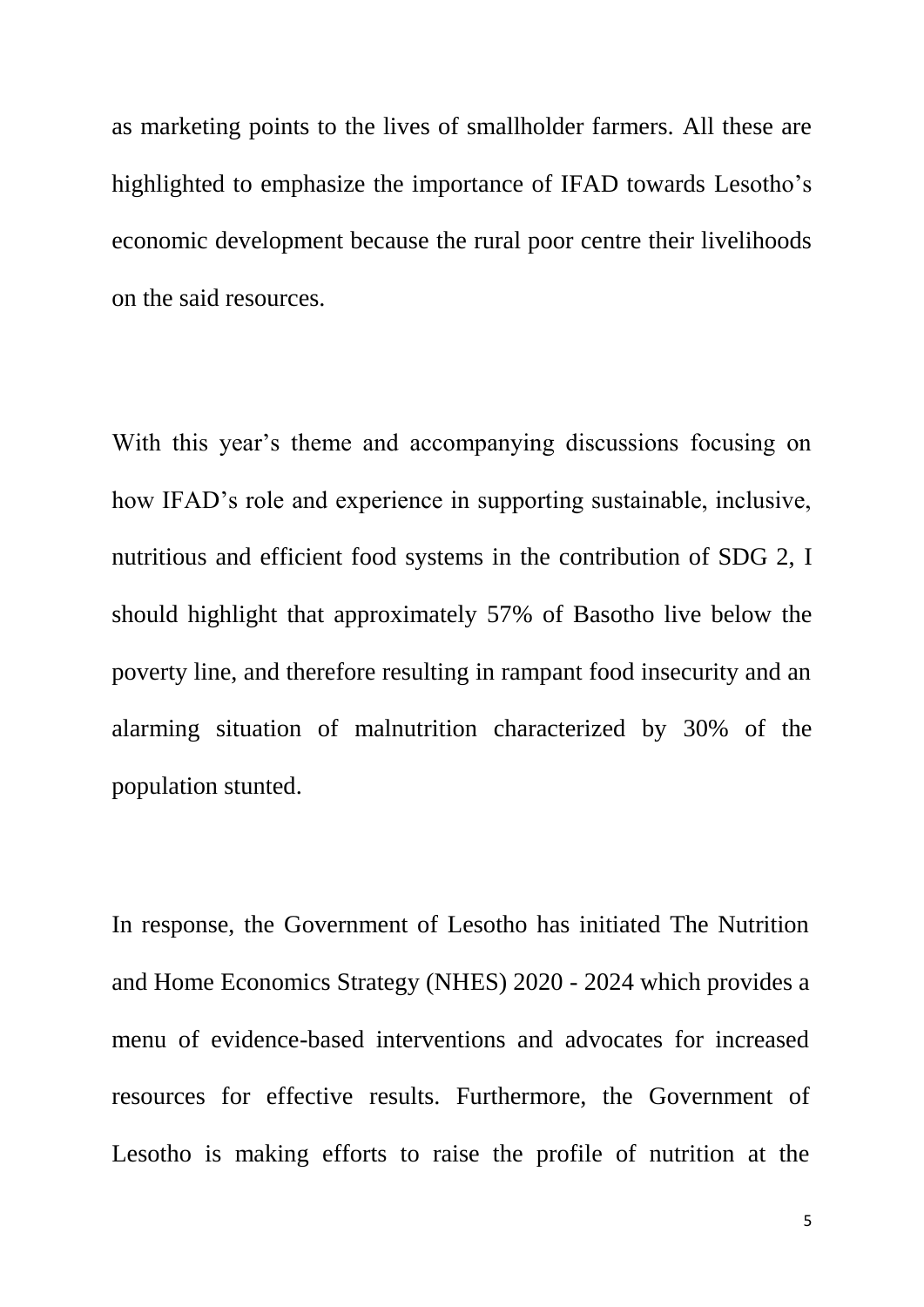as marketing points to the lives of smallholder farmers. All these are highlighted to emphasize the importance of IFAD towards Lesotho's economic development because the rural poor centre their livelihoods on the said resources.

With this year's theme and accompanying discussions focusing on how IFAD's role and experience in supporting sustainable, inclusive, nutritious and efficient food systems in the contribution of SDG 2, I should highlight that approximately 57% of Basotho live below the poverty line, and therefore resulting in rampant food insecurity and an alarming situation of malnutrition characterized by 30% of the population stunted.

In response, the Government of Lesotho has initiated The Nutrition and Home Economics Strategy (NHES) 2020 - 2024 which provides a menu of evidence-based interventions and advocates for increased resources for effective results. Furthermore, the Government of Lesotho is making efforts to raise the profile of nutrition at the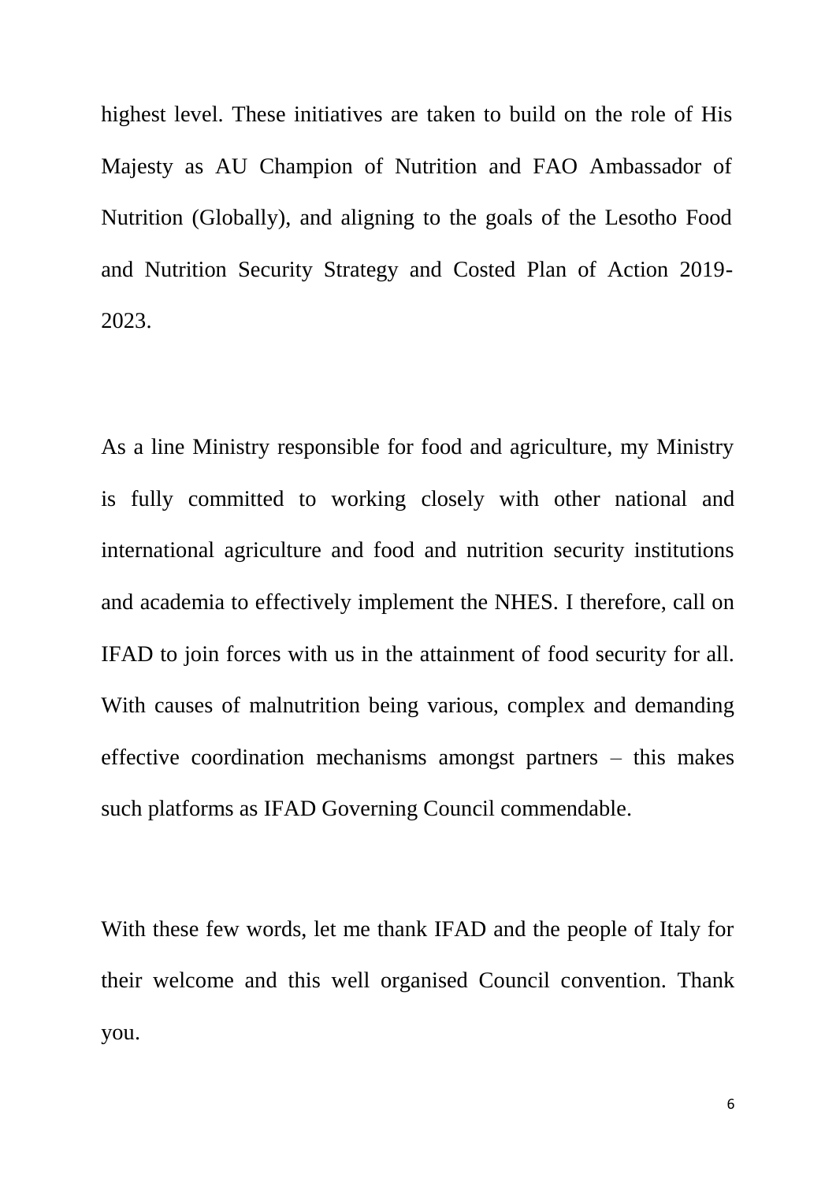highest level. These initiatives are taken to build on the role of His Majesty as AU Champion of Nutrition and FAO Ambassador of Nutrition (Globally), and aligning to the goals of the Lesotho Food and Nutrition Security Strategy and Costed Plan of Action 2019-2023.

As a line Ministry responsible for food and agriculture, my Ministry is fully committed to working closely with other national and international agriculture and food and nutrition security institutions and academia to effectively implement the NHES. I therefore, call on IFAD to join forces with us in the attainment of food security for all. With causes of malnutrition being various, complex and demanding effective coordination mechanisms amongst partners – this makes such platforms as IFAD Governing Council commendable.

With these few words, let me thank IFAD and the people of Italy for their welcome and this well organised Council convention. Thank you.